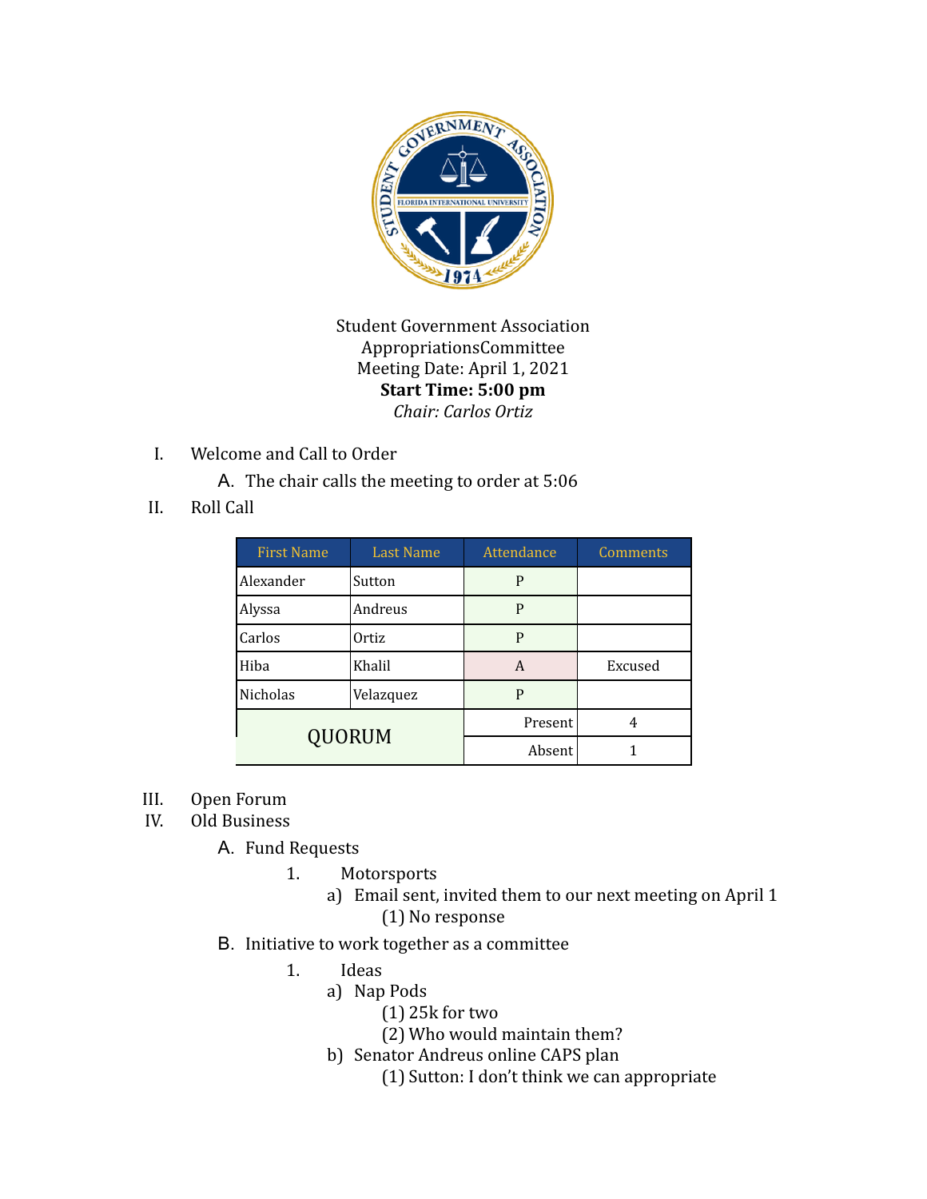Student Government Association
AppropriationsCommittee
Meeting Date: April 1, 2021
**Start Time: 5:00 pm**
*Chair: Carlos Ortiz*

I. Welcome and Call to Order
   A. The chair calls the meeting to order at 5:06

II. Roll Call

| First Name | Last Name | Attendance | Comments |
|---|---|---|---|
| Alexander | Sutton | P | |
| Alyssa | Andreus | P | |
| Carlos | Ortiz | P | |
| Hiba | Khalil | A | Excused |
| Nicholas | Velazquez | P | |
| QUORUM | | Present | 4 |
| | | Absent | 1 |

III. Open Forum

IV. Old Business
   A. Fund Requests
      1. Motorsports
         a) Email sent, invited them to our next meeting on April 1
            (1) No response
   B. Initiative to work together as a committee
      1. Ideas
         a) Nap Pods
            (1) 25k for two
            (2) Who would maintain them?
         b) Senator Andreus online CAPS plan
            (1) Sutton: I don't think we can appropriate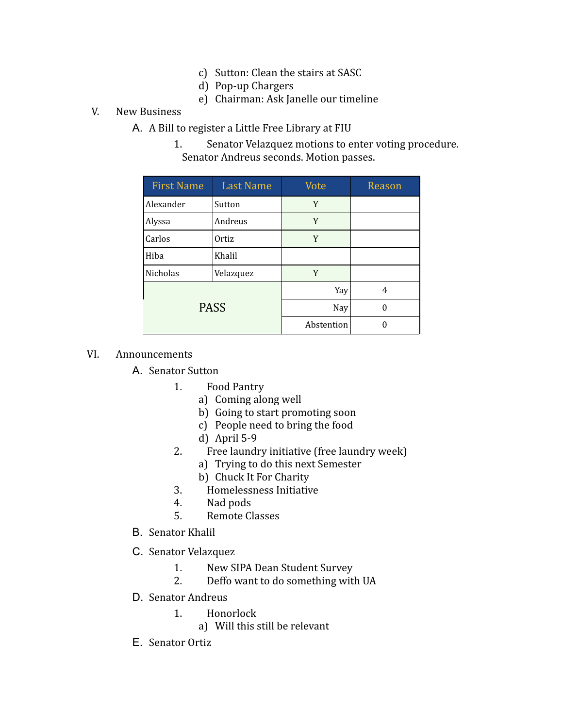c) Sutton: Clean the stairs at SASC
d) Pop-up Chargers
e) Chairman: Ask Janelle our timeline

V. New Business

A. A Bill to register a Little Free Library at FIU

1. Senator Velazquez motions to enter voting procedure. Senator Andreus seconds. Motion passes.

| First Name | Last Name | Vote | Reason |
|---|---|---|---|
| Alexander | Sutton | Y | |
| Alyssa | Andreus | Y | |
| Carlos | Ortiz | Y | |
| Hiba | Khalil | | |
| Nicholas | Velazquez | Y | |
| PASS | | Yay | 4 |
| | | Nay | 0 |
| | | Abstention | 0 |

VI. Announcements

A. Senator Sutton

1. Food Pantry
   a) Coming along well
   b) Going to start promoting soon
   c) People need to bring the food
   d) April 5-9
2. Free laundry initiative (free laundry week)
   a) Trying to do this next Semester
   b) Chuck It For Charity
3. Homelessness Initiative
4. Nad pods
5. Remote Classes

B. Senator Khalil

C. Senator Velazquez

1. New SIPA Dean Student Survey
2. Deffo want to do something with UA

D. Senator Andreus

1. Honorlock
   a) Will this still be relevant

E. Senator Ortiz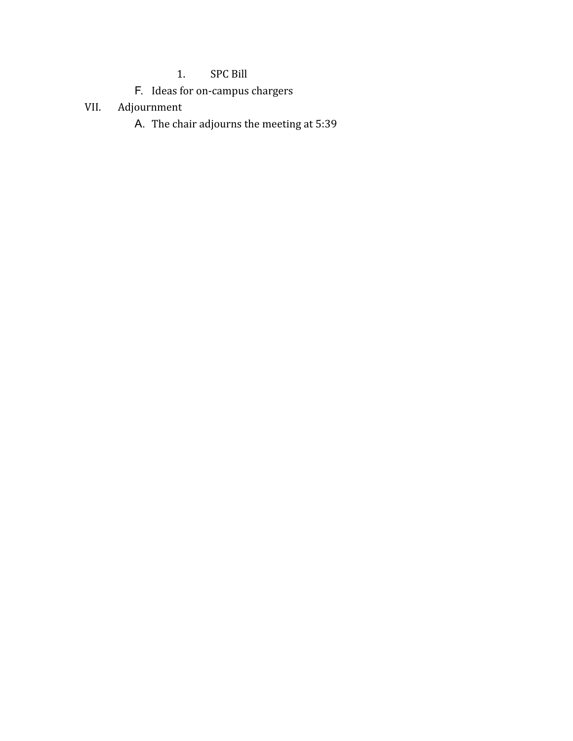1. SPC Bill

F. Ideas for on-campus chargers

VII. Adjournment

A. The chair adjourns the meeting at 5:39